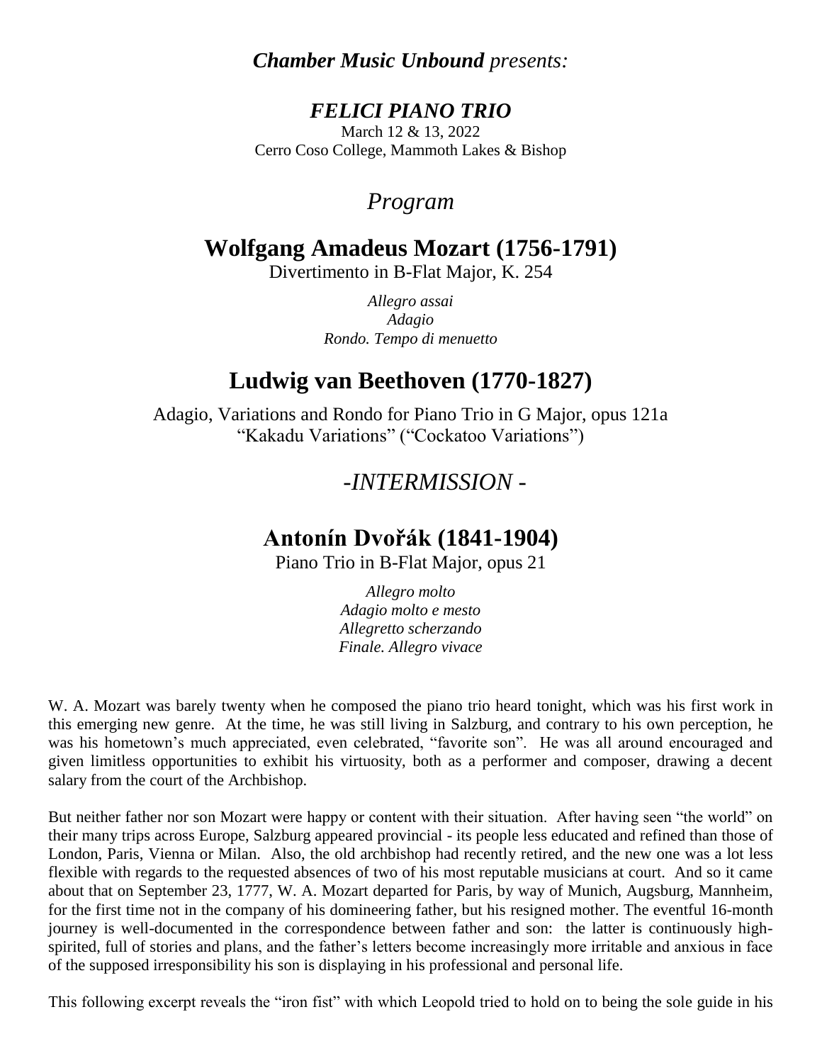***Chamber Music Unbound** presents:*

## *FELICI PIANO TRIO*

March 12 & 13, 2022
Cerro Coso College, Mammoth Lakes & Bishop

# *Program*

## Wolfgang Amadeus Mozart (1756-1791)

Divertimento in B-Flat Major, K. 254

*Allegro assai*
*Adagio*
*Rondo. Tempo di menuetto*

## Ludwig van Beethoven (1770-1827)

Adagio, Variations and Rondo for Piano Trio in G Major, opus 121a
"Kakadu Variations" ("Cockatoo Variations")

## *-INTERMISSION -*

## Antonín Dvořák (1841-1904)

Piano Trio in B-Flat Major, opus 21

*Allegro molto*
*Adagio molto e mesto*
*Allegretto scherzando*
*Finale. Allegro vivace*

W. A. Mozart was barely twenty when he composed the piano trio heard tonight, which was his first work in this emerging new genre. At the time, he was still living in Salzburg, and contrary to his own perception, he was his hometown's much appreciated, even celebrated, "favorite son". He was all around encouraged and given limitless opportunities to exhibit his virtuosity, both as a performer and composer, drawing a decent salary from the court of the Archbishop.

But neither father nor son Mozart were happy or content with their situation. After having seen "the world" on their many trips across Europe, Salzburg appeared provincial - its people less educated and refined than those of London, Paris, Vienna or Milan. Also, the old archbishop had recently retired, and the new one was a lot less flexible with regards to the requested absences of two of his most reputable musicians at court. And so it came about that on September 23, 1777, W. A. Mozart departed for Paris, by way of Munich, Augsburg, Mannheim, for the first time not in the company of his domineering father, but his resigned mother. The eventful 16-month journey is well-documented in the correspondence between father and son: the latter is continuously high-spirited, full of stories and plans, and the father's letters become increasingly more irritable and anxious in face of the supposed irresponsibility his son is displaying in his professional and personal life.

This following excerpt reveals the "iron fist" with which Leopold tried to hold on to being the sole guide in his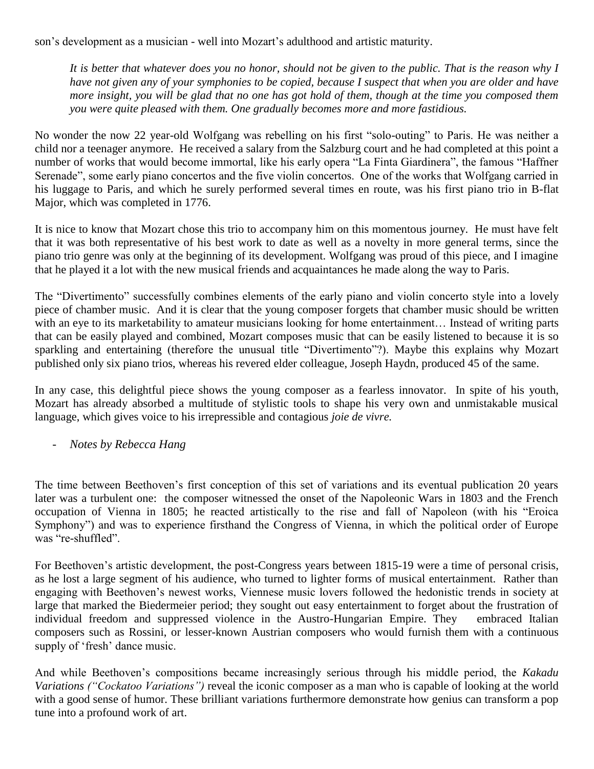son's development as a musician - well into Mozart's adulthood and artistic maturity.

> *It is better that whatever does you no honor, should not be given to the public. That is the reason why I have not given any of your symphonies to be copied, because I suspect that when you are older and have more insight, you will be glad that no one has got hold of them, though at the time you composed them you were quite pleased with them. One gradually becomes more and more fastidious.*

No wonder the now 22 year-old Wolfgang was rebelling on his first "solo-outing" to Paris. He was neither a child nor a teenager anymore. He received a salary from the Salzburg court and he had completed at this point a number of works that would become immortal, like his early opera "La Finta Giardinera", the famous "Haffner Serenade", some early piano concertos and the five violin concertos. One of the works that Wolfgang carried in his luggage to Paris, and which he surely performed several times en route, was his first piano trio in B-flat Major, which was completed in 1776.

It is nice to know that Mozart chose this trio to accompany him on this momentous journey. He must have felt that it was both representative of his best work to date as well as a novelty in more general terms, since the piano trio genre was only at the beginning of its development. Wolfgang was proud of this piece, and I imagine that he played it a lot with the new musical friends and acquaintances he made along the way to Paris.

The "Divertimento" successfully combines elements of the early piano and violin concerto style into a lovely piece of chamber music. And it is clear that the young composer forgets that chamber music should be written with an eye to its marketability to amateur musicians looking for home entertainment… Instead of writing parts that can be easily played and combined, Mozart composes music that can be easily listened to because it is so sparkling and entertaining (therefore the unusual title "Divertimento"?). Maybe this explains why Mozart published only six piano trios, whereas his revered elder colleague, Joseph Haydn, produced 45 of the same.

In any case, this delightful piece shows the young composer as a fearless innovator. In spite of his youth, Mozart has already absorbed a multitude of stylistic tools to shape his very own and unmistakable musical language, which gives voice to his irrepressible and contagious *joie de vivre.*

- *Notes by Rebecca Hang*

The time between Beethoven's first conception of this set of variations and its eventual publication 20 years later was a turbulent one: the composer witnessed the onset of the Napoleonic Wars in 1803 and the French occupation of Vienna in 1805; he reacted artistically to the rise and fall of Napoleon (with his "Eroica Symphony") and was to experience firsthand the Congress of Vienna, in which the political order of Europe was "re-shuffled".

For Beethoven's artistic development, the post-Congress years between 1815-19 were a time of personal crisis, as he lost a large segment of his audience, who turned to lighter forms of musical entertainment. Rather than engaging with Beethoven's newest works, Viennese music lovers followed the hedonistic trends in society at large that marked the Biedermeier period; they sought out easy entertainment to forget about the frustration of individual freedom and suppressed violence in the Austro-Hungarian Empire. They embraced Italian composers such as Rossini, or lesser-known Austrian composers who would furnish them with a continuous supply of 'fresh' dance music.

And while Beethoven's compositions became increasingly serious through his middle period, the *Kakadu Variations ("Cockatoo Variations")* reveal the iconic composer as a man who is capable of looking at the world with a good sense of humor. These brilliant variations furthermore demonstrate how genius can transform a pop tune into a profound work of art.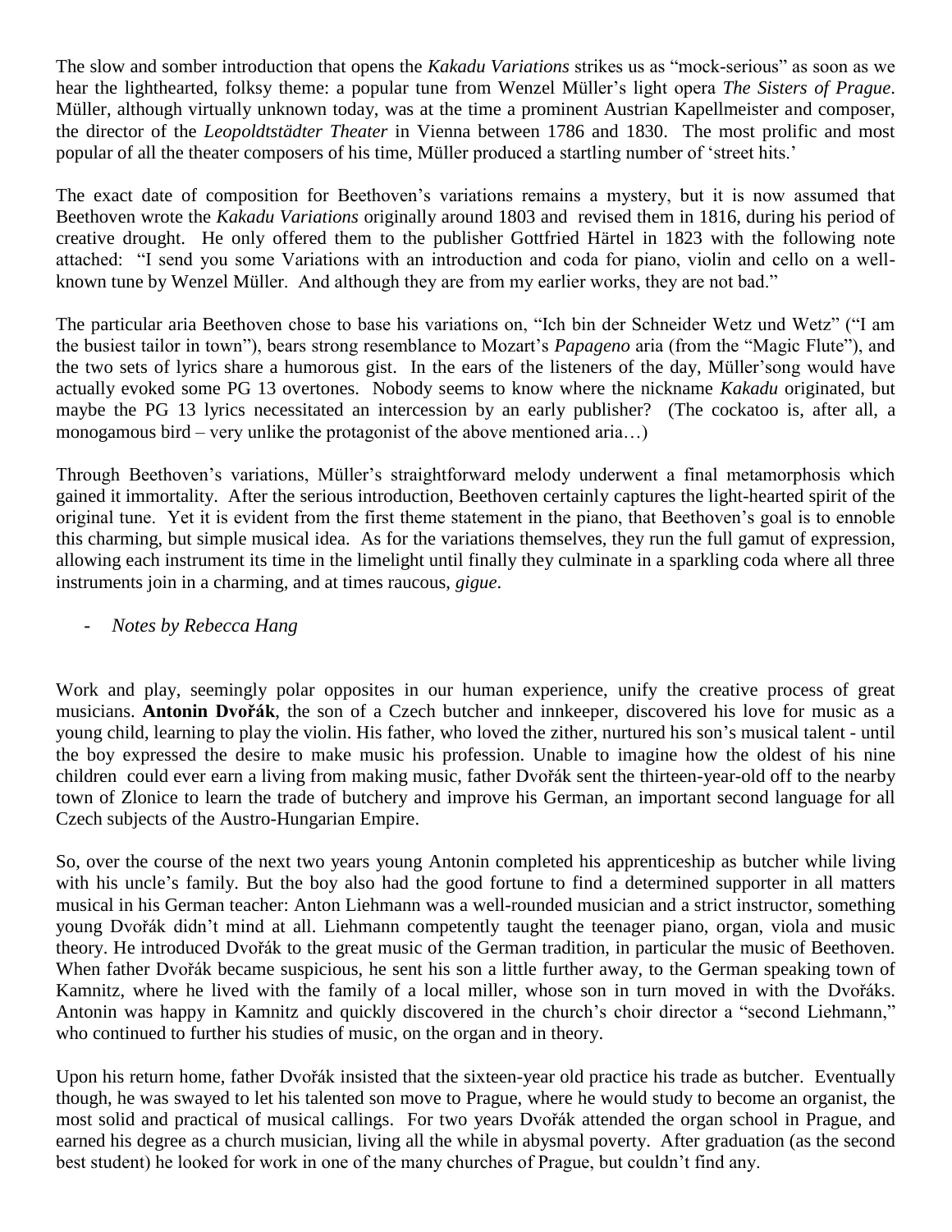The slow and somber introduction that opens the *Kakadu Variations* strikes us as "mock-serious" as soon as we hear the lighthearted, folksy theme: a popular tune from Wenzel Müller's light opera *The Sisters of Prague*. Müller, although virtually unknown today, was at the time a prominent Austrian Kapellmeister and composer, the director of the *Leopoldtstädter Theater* in Vienna between 1786 and 1830. The most prolific and most popular of all the theater composers of his time, Müller produced a startling number of 'street hits.'

The exact date of composition for Beethoven's variations remains a mystery, but it is now assumed that Beethoven wrote the *Kakadu Variations* originally around 1803 and revised them in 1816, during his period of creative drought. He only offered them to the publisher Gottfried Härtel in 1823 with the following note attached: "I send you some Variations with an introduction and coda for piano, violin and cello on a well-known tune by Wenzel Müller. And although they are from my earlier works, they are not bad."

The particular aria Beethoven chose to base his variations on, "Ich bin der Schneider Wetz und Wetz" ("I am the busiest tailor in town"), bears strong resemblance to Mozart's *Papageno* aria (from the "Magic Flute"), and the two sets of lyrics share a humorous gist. In the ears of the listeners of the day, Müller'song would have actually evoked some PG 13 overtones. Nobody seems to know where the nickname *Kakadu* originated, but maybe the PG 13 lyrics necessitated an intercession by an early publisher? (The cockatoo is, after all, a monogamous bird – very unlike the protagonist of the above mentioned aria…)

Through Beethoven's variations, Müller's straightforward melody underwent a final metamorphosis which gained it immortality. After the serious introduction, Beethoven certainly captures the light-hearted spirit of the original tune. Yet it is evident from the first theme statement in the piano, that Beethoven's goal is to ennoble this charming, but simple musical idea. As for the variations themselves, they run the full gamut of expression, allowing each instrument its time in the limelight until finally they culminate in a sparkling coda where all three instruments join in a charming, and at times raucous, *gigue*.

- *Notes by Rebecca Hang*

Work and play, seemingly polar opposites in our human experience, unify the creative process of great musicians. **Antonin Dvořák**, the son of a Czech butcher and innkeeper, discovered his love for music as a young child, learning to play the violin. His father, who loved the zither, nurtured his son's musical talent - until the boy expressed the desire to make music his profession. Unable to imagine how the oldest of his nine children could ever earn a living from making music, father Dvořák sent the thirteen-year-old off to the nearby town of Zlonice to learn the trade of butchery and improve his German, an important second language for all Czech subjects of the Austro-Hungarian Empire.

So, over the course of the next two years young Antonin completed his apprenticeship as butcher while living with his uncle's family. But the boy also had the good fortune to find a determined supporter in all matters musical in his German teacher: Anton Liehmann was a well-rounded musician and a strict instructor, something young Dvořák didn't mind at all. Liehmann competently taught the teenager piano, organ, viola and music theory. He introduced Dvořák to the great music of the German tradition, in particular the music of Beethoven. When father Dvořák became suspicious, he sent his son a little further away, to the German speaking town of Kamnitz, where he lived with the family of a local miller, whose son in turn moved in with the Dvořáks. Antonin was happy in Kamnitz and quickly discovered in the church's choir director a "second Liehmann," who continued to further his studies of music, on the organ and in theory.

Upon his return home, father Dvořák insisted that the sixteen-year old practice his trade as butcher. Eventually though, he was swayed to let his talented son move to Prague, where he would study to become an organist, the most solid and practical of musical callings. For two years Dvořák attended the organ school in Prague, and earned his degree as a church musician, living all the while in abysmal poverty. After graduation (as the second best student) he looked for work in one of the many churches of Prague, but couldn't find any.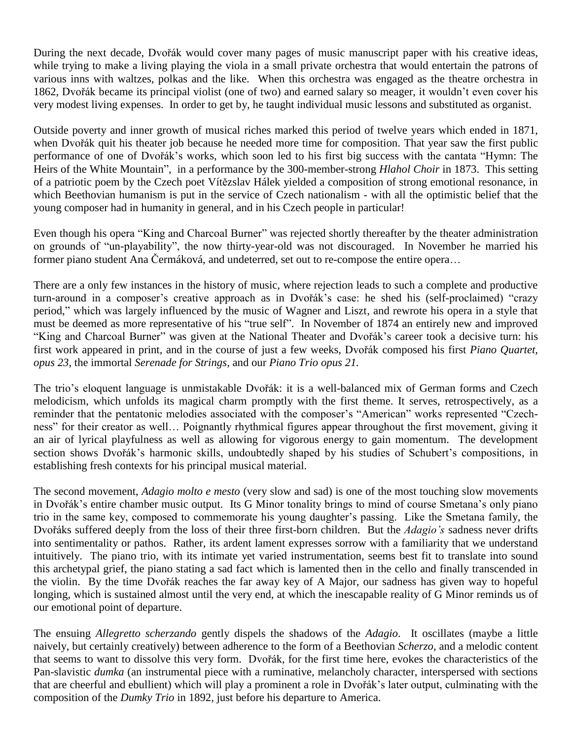During the next decade, Dvořák would cover many pages of music manuscript paper with his creative ideas, while trying to make a living playing the viola in a small private orchestra that would entertain the patrons of various inns with waltzes, polkas and the like. When this orchestra was engaged as the theatre orchestra in 1862, Dvořák became its principal violist (one of two) and earned salary so meager, it wouldn't even cover his very modest living expenses. In order to get by, he taught individual music lessons and substituted as organist.

Outside poverty and inner growth of musical riches marked this period of twelve years which ended in 1871, when Dvořák quit his theater job because he needed more time for composition. That year saw the first public performance of one of Dvořák's works, which soon led to his first big success with the cantata "Hymn: The Heirs of the White Mountain", in a performance by the 300-member-strong *Hlahol Choir* in 1873. This setting of a patriotic poem by the Czech poet Vítězslav Hálek yielded a composition of strong emotional resonance, in which Beethovian humanism is put in the service of Czech nationalism - with all the optimistic belief that the young composer had in humanity in general, and in his Czech people in particular!

Even though his opera "King and Charcoal Burner" was rejected shortly thereafter by the theater administration on grounds of "un-playability", the now thirty-year-old was not discouraged. In November he married his former piano student Ana Čermáková, and undeterred, set out to re-compose the entire opera…

There are a only few instances in the history of music, where rejection leads to such a complete and productive turn-around in a composer's creative approach as in Dvořák's case: he shed his (self-proclaimed) "crazy period," which was largely influenced by the music of Wagner and Liszt, and rewrote his opera in a style that must be deemed as more representative of his "true self". In November of 1874 an entirely new and improved "King and Charcoal Burner" was given at the National Theater and Dvořák's career took a decisive turn: his first work appeared in print, and in the course of just a few weeks, Dvořák composed his first *Piano Quartet, opus 23*, the immortal *Serenade for Strings,* and our *Piano Trio opus 21.*

The trio's eloquent language is unmistakable Dvořák: it is a well-balanced mix of German forms and Czech melodicism, which unfolds its magical charm promptly with the first theme. It serves, retrospectively, as a reminder that the pentatonic melodies associated with the composer's "American" works represented "Czech-ness" for their creator as well… Poignantly rhythmical figures appear throughout the first movement, giving it an air of lyrical playfulness as well as allowing for vigorous energy to gain momentum. The development section shows Dvořák's harmonic skills, undoubtedly shaped by his studies of Schubert's compositions, in establishing fresh contexts for his principal musical material.

The second movement, *Adagio molto e mesto* (very slow and sad) is one of the most touching slow movements in Dvořák's entire chamber music output. Its G Minor tonality brings to mind of course Smetana's only piano trio in the same key, composed to commemorate his young daughter's passing. Like the Smetana family, the Dvořáks suffered deeply from the loss of their three first-born children. But the *Adagio's* sadness never drifts into sentimentality or pathos. Rather, its ardent lament expresses sorrow with a familiarity that we understand intuitively. The piano trio, with its intimate yet varied instrumentation, seems best fit to translate into sound this archetypal grief, the piano stating a sad fact which is lamented then in the cello and finally transcended in the violin. By the time Dvořák reaches the far away key of A Major, our sadness has given way to hopeful longing, which is sustained almost until the very end, at which the inescapable reality of G Minor reminds us of our emotional point of departure.

The ensuing *Allegretto scherzando* gently dispels the shadows of the *Adagio*. It oscillates (maybe a little naively, but certainly creatively) between adherence to the form of a Beethovian *Scherzo*, and a melodic content that seems to want to dissolve this very form. Dvořák, for the first time here, evokes the characteristics of the Pan-slavistic *dumka* (an instrumental piece with a ruminative, melancholy character, interspersed with sections that are cheerful and ebullient) which will play a prominent a role in Dvořák's later output, culminating with the composition of the *Dumky Trio* in 1892, just before his departure to America.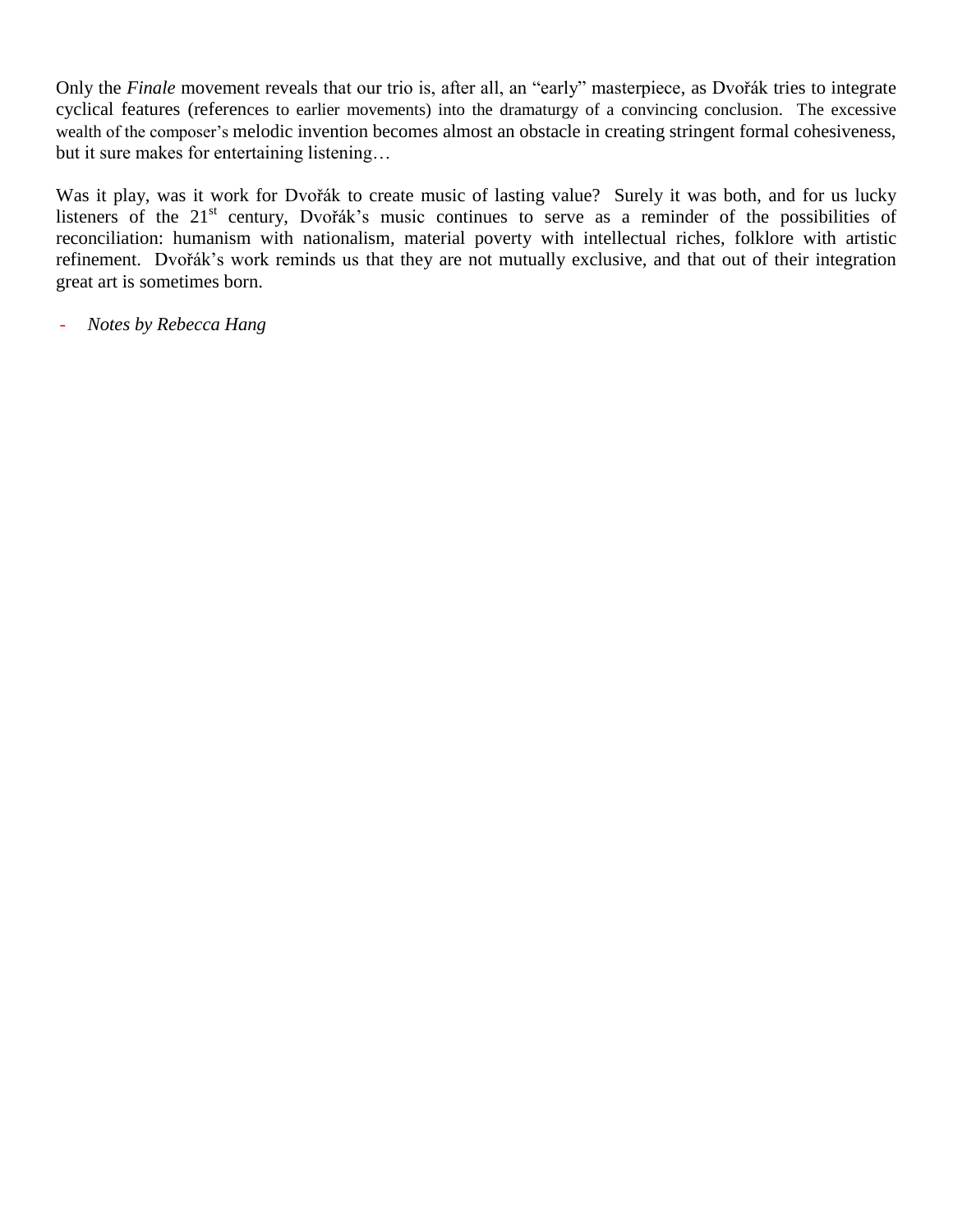Only the *Finale* movement reveals that our trio is, after all, an "early" masterpiece, as Dvořák tries to integrate cyclical features (references to earlier movements) into the dramaturgy of a convincing conclusion. The excessive wealth of the composer's melodic invention becomes almost an obstacle in creating stringent formal cohesiveness, but it sure makes for entertaining listening…

Was it play, was it work for Dvořák to create music of lasting value? Surely it was both, and for us lucky listeners of the 21st century, Dvořák's music continues to serve as a reminder of the possibilities of reconciliation: humanism with nationalism, material poverty with intellectual riches, folklore with artistic refinement. Dvořák's work reminds us that they are not mutually exclusive, and that out of their integration great art is sometimes born.

- *Notes by Rebecca Hang*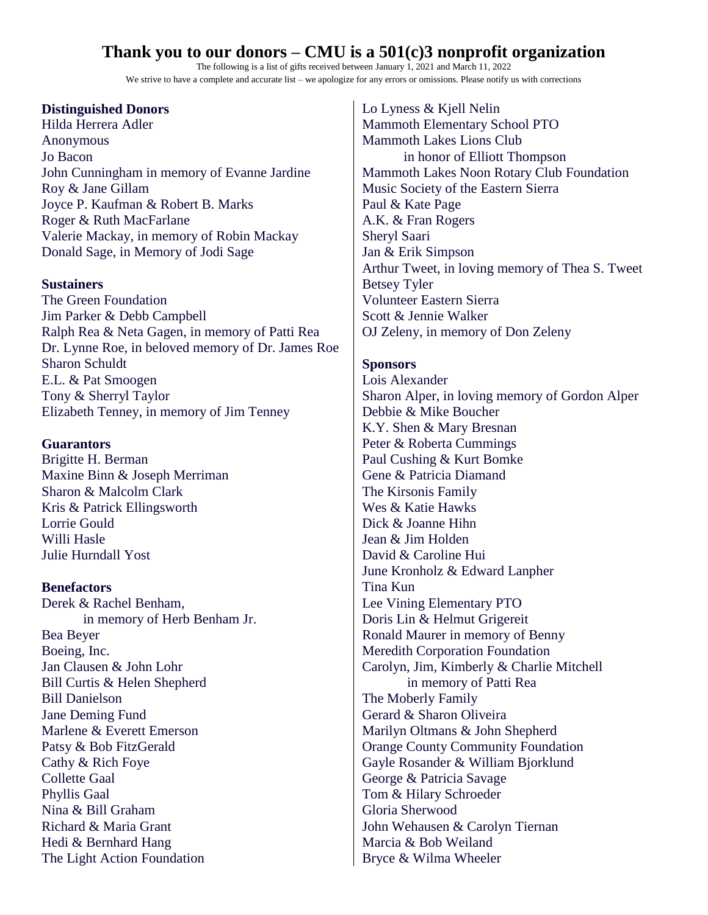# Thank you to our donors – CMU is a 501(c)3 nonprofit organization

The following is a list of gifts received between January 1, 2021 and March 11, 2022

We strive to have a complete and accurate list – we apologize for any errors or omissions. Please notify us with corrections

**Distinguished Donors**

Hilda Herrera Adler
Anonymous
Jo Bacon
John Cunningham in memory of Evanne Jardine
Roy & Jane Gillam
Joyce P. Kaufman & Robert B. Marks
Roger & Ruth MacFarlane
Valerie Mackay, in memory of Robin Mackay
Donald Sage, in Memory of Jodi Sage

**Sustainers**

The Green Foundation
Jim Parker & Debb Campbell
Ralph Rea & Neta Gagen, in memory of Patti Rea
Dr. Lynne Roe, in beloved memory of Dr. James Roe
Sharon Schuldt
E.L. & Pat Smoogen
Tony & Sherryl Taylor
Elizabeth Tenney, in memory of Jim Tenney

**Guarantors**

Brigitte H. Berman
Maxine Binn & Joseph Merriman
Sharon & Malcolm Clark
Kris & Patrick Ellingsworth
Lorrie Gould
Willi Hasle
Julie Hurndall Yost

**Benefactors**

Derek & Rachel Benham,
in memory of Herb Benham Jr.
Bea Beyer
Boeing, Inc.
Jan Clausen & John Lohr
Bill Curtis & Helen Shepherd
Bill Danielson
Jane Deming Fund
Marlene & Everett Emerson
Patsy & Bob FitzGerald
Cathy & Rich Foye
Collette Gaal
Phyllis Gaal
Nina & Bill Graham
Richard & Maria Grant
Hedi & Bernhard Hang
The Light Action Foundation
Lo Lyness & Kjell Nelin
Mammoth Elementary School PTO
Mammoth Lakes Lions Club
in honor of Elliott Thompson
Mammoth Lakes Noon Rotary Club Foundation
Music Society of the Eastern Sierra
Paul & Kate Page
A.K. & Fran Rogers
Sheryl Saari
Jan & Erik Simpson
Arthur Tweet, in loving memory of Thea S. Tweet
Betsey Tyler
Volunteer Eastern Sierra
Scott & Jennie Walker
OJ Zeleny, in memory of Don Zeleny

**Sponsors**

Lois Alexander
Sharon Alper, in loving memory of Gordon Alper
Debbie & Mike Boucher
K.Y. Shen & Mary Bresnan
Peter & Roberta Cummings
Paul Cushing & Kurt Bomke
Gene & Patricia Diamand
The Kirsonis Family
Wes & Katie Hawks
Dick & Joanne Hihn
Jean & Jim Holden
David & Caroline Hui
June Kronholz & Edward Lanpher
Tina Kun
Lee Vining Elementary PTO
Doris Lin & Helmut Grigereit
Ronald Maurer in memory of Benny
Meredith Corporation Foundation
Carolyn, Jim, Kimberly & Charlie Mitchell
in memory of Patti Rea
The Moberly Family
Gerard & Sharon Oliveira
Marilyn Oltmans & John Shepherd
Orange County Community Foundation
Gayle Rosander & William Bjorklund
George & Patricia Savage
Tom & Hilary Schroeder
Gloria Sherwood
John Wehausen & Carolyn Tiernan
Marcia & Bob Weiland
Bryce & Wilma Wheeler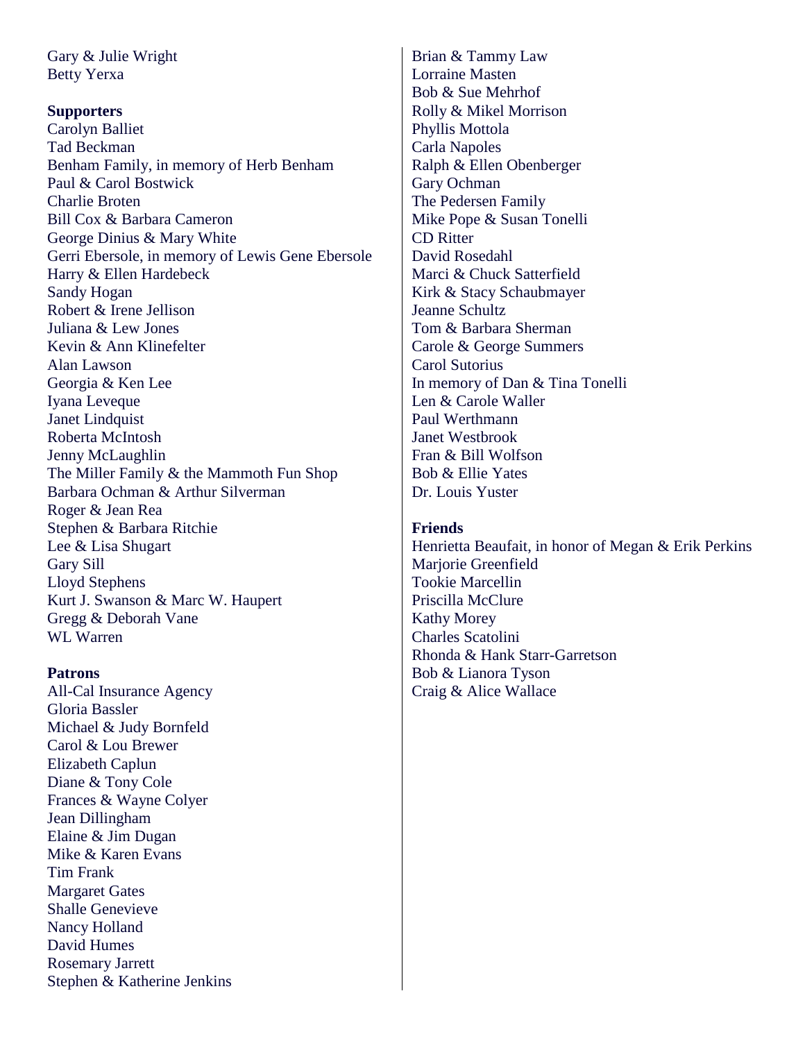Gary & Julie Wright
Betty Yerxa

**Supporters**

Carolyn Balliet
Tad Beckman
Benham Family, in memory of Herb Benham
Paul & Carol Bostwick
Charlie Broten
Bill Cox & Barbara Cameron
George Dinius & Mary White
Gerri Ebersole, in memory of Lewis Gene Ebersole
Harry & Ellen Hardebeck
Sandy Hogan
Robert & Irene Jellison
Juliana & Lew Jones
Kevin & Ann Klinefelter
Alan Lawson
Georgia & Ken Lee
Iyana Leveque
Janet Lindquist
Roberta McIntosh
Jenny McLaughlin
The Miller Family & the Mammoth Fun Shop
Barbara Ochman & Arthur Silverman
Roger & Jean Rea
Stephen & Barbara Ritchie
Lee & Lisa Shugart
Gary Sill
Lloyd Stephens
Kurt J. Swanson & Marc W. Haupert
Gregg & Deborah Vane
WL Warren

**Patrons**

All-Cal Insurance Agency
Gloria Bassler
Michael & Judy Bornfeld
Carol & Lou Brewer
Elizabeth Caplun
Diane & Tony Cole
Frances & Wayne Colyer
Jean Dillingham
Elaine & Jim Dugan
Mike & Karen Evans
Tim Frank
Margaret Gates
Shalle Genevieve
Nancy Holland
David Humes
Rosemary Jarrett
Stephen & Katherine Jenkins
Brian & Tammy Law
Lorraine Masten
Bob & Sue Mehrhof
Rolly & Mikel Morrison
Phyllis Mottola
Carla Napoles
Ralph & Ellen Obenberger
Gary Ochman
The Pedersen Family
Mike Pope & Susan Tonelli
CD Ritter
David Rosedahl
Marci & Chuck Satterfield
Kirk & Stacy Schaubmayer
Jeanne Schultz
Tom & Barbara Sherman
Carole & George Summers
Carol Sutorius
In memory of Dan & Tina Tonelli
Len & Carole Waller
Paul Werthmann
Janet Westbrook
Fran & Bill Wolfson
Bob & Ellie Yates
Dr. Louis Yuster

**Friends**

Henrietta Beaufait, in honor of Megan & Erik Perkins
Marjorie Greenfield
Tookie Marcellin
Priscilla McClure
Kathy Morey
Charles Scatolini
Rhonda & Hank Starr-Garretson
Bob & Lianora Tyson
Craig & Alice Wallace